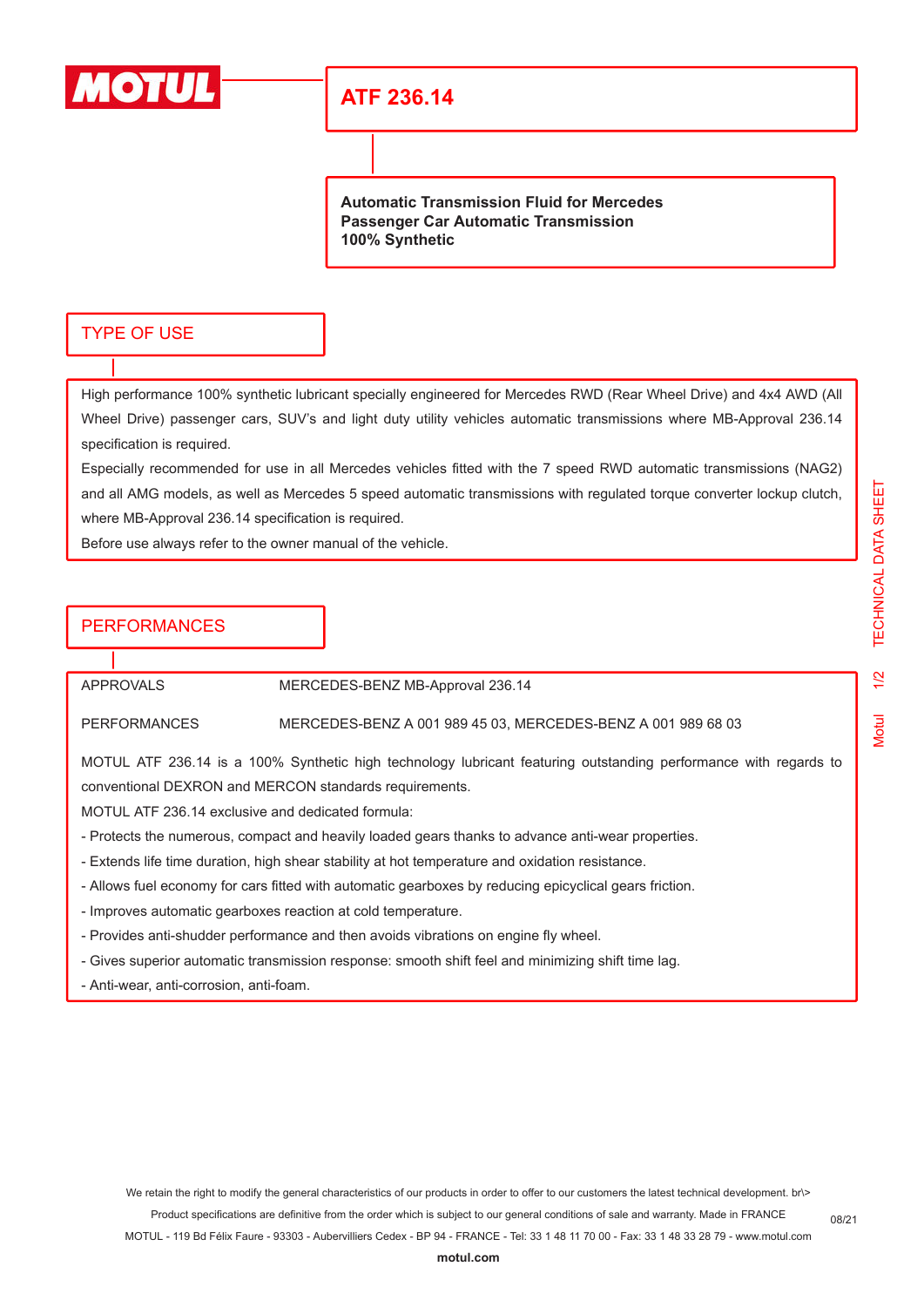MOTUL

# ATF 236.14

**Automatic Transmission Fluid for Mercedes**
**Passenger Car Automatic Transmission**
**100% Synthetic**

## TYPE OF USE

High performance 100% synthetic lubricant specially engineered for Mercedes RWD (Rear Wheel Drive) and 4x4 AWD (All Wheel Drive) passenger cars, SUV's and light duty utility vehicles automatic transmissions where MB-Approval 236.14 specification is required.

Especially recommended for use in all Mercedes vehicles fitted with the 7 speed RWD automatic transmissions (NAG2) and all AMG models, as well as Mercedes 5 speed automatic transmissions with regulated torque converter lockup clutch, where MB-Approval 236.14 specification is required.

Before use always refer to the owner manual of the vehicle.

## PERFORMANCES

| | |
|---|---|
| APPROVALS | MERCEDES-BENZ MB-Approval 236.14 |
| PERFORMANCES | MERCEDES-BENZ A 001 989 45 03, MERCEDES-BENZ A 001 989 68 03 |

MOTUL ATF 236.14 is a 100% Synthetic high technology lubricant featuring outstanding performance with regards to conventional DEXRON and MERCON standards requirements.

MOTUL ATF 236.14 exclusive and dedicated formula:

- Protects the numerous, compact and heavily loaded gears thanks to advance anti-wear properties.
- Extends life time duration, high shear stability at hot temperature and oxidation resistance.
- Allows fuel economy for cars fitted with automatic gearboxes by reducing epicyclical gears friction.
- Improves automatic gearboxes reaction at cold temperature.
- Provides anti-shudder performance and then avoids vibrations on engine fly wheel.
- Gives superior automatic transmission response: smooth shift feel and minimizing shift time lag.
- Anti-wear, anti-corrosion, anti-foam.

We retain the right to modify the general characteristics of our products in order to offer to our customers the latest technical development. br\>
Product specifications are definitive from the order which is subject to our general conditions of sale and warranty. Made in FRANCE
MOTUL - 119 Bd Félix Faure - 93303 - Aubervilliers Cedex - BP 94 - FRANCE - Tel: 33 1 48 11 70 00 - Fax: 33 1 48 33 28 79 - www.motul.com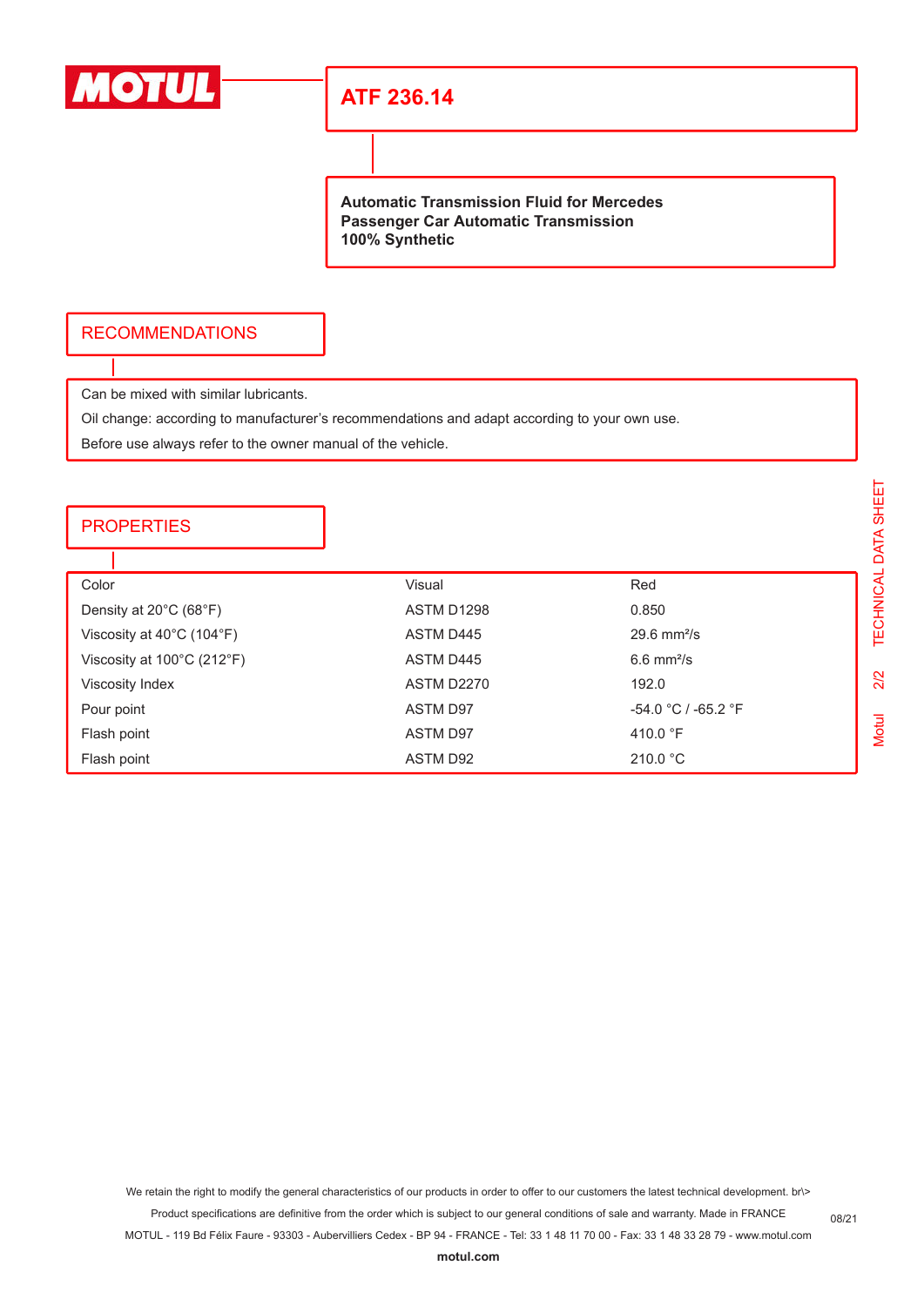# ATF 236.14

**Automatic Transmission Fluid for Mercedes Passenger Car Automatic Transmission 100% Synthetic**

## RECOMMENDATIONS

Can be mixed with similar lubricants.

Oil change: according to manufacturer's recommendations and adapt according to your own use.

Before use always refer to the owner manual of the vehicle.

## PROPERTIES

| | | |
|---|---|---|
| Color | Visual | Red |
| Density at 20°C (68°F) | ASTM D1298 | 0.850 |
| Viscosity at 40°C (104°F) | ASTM D445 | 29.6 mm²/s |
| Viscosity at 100°C (212°F) | ASTM D445 | 6.6 mm²/s |
| Viscosity Index | ASTM D2270 | 192.0 |
| Pour point | ASTM D97 | -54.0 °C / -65.2 °F |
| Flash point | ASTM D97 | 410.0 °F |
| Flash point | ASTM D92 | 210.0 °C |

We retain the right to modify the general characteristics of our products in order to offer to our customers the latest technical development. br\>
Product specifications are definitive from the order which is subject to our general conditions of sale and warranty. Made in FRANCE
MOTUL - 119 Bd Félix Faure - 93303 - Aubervilliers Cedex - BP 94 - FRANCE - Tel: 33 1 48 11 70 00 - Fax: 33 1 48 33 28 79 - www.motul.com

08/21

**motul.com**